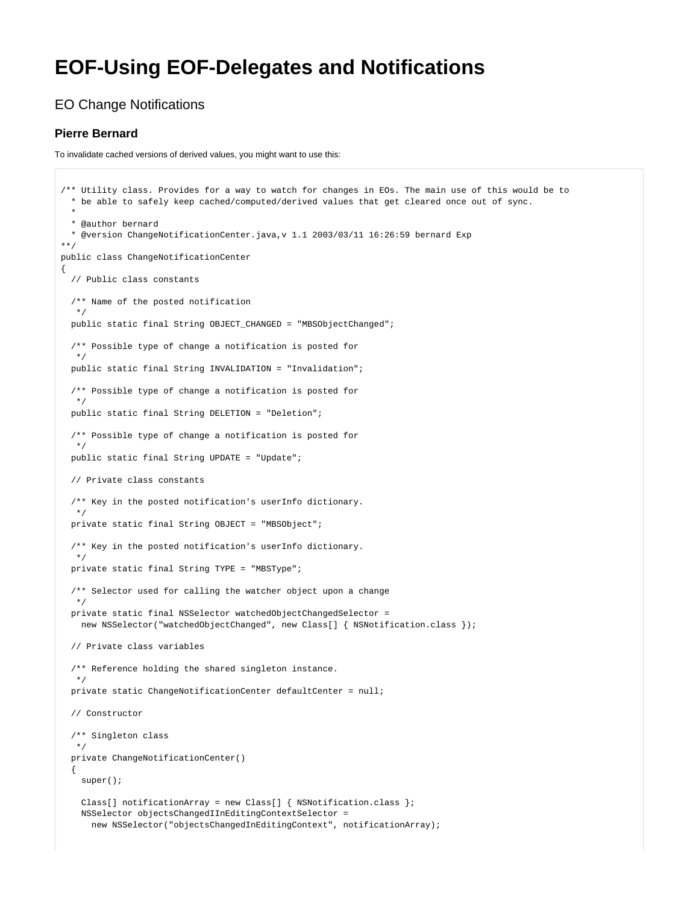# EOF-Using EOF-Delegates and Notifications

## EO Change Notifications

### Pierre Bernard

To invalidate cached versions of derived values, you might want to use this:

```
/** Utility class. Provides for a way to watch for changes in EOs. The main use of this would be to
  * be able to safely keep cached/computed/derived values that get cleared once out of sync.
  *
  * @author bernard
  * @version ChangeNotificationCenter.java,v 1.1 2003/03/11 16:26:59 bernard Exp
**/
public class ChangeNotificationCenter
{
  // Public class constants

  /** Name of the posted notification
   */
  public static final String OBJECT_CHANGED = "MBSObjectChanged";

  /** Possible type of change a notification is posted for
   */
  public static final String INVALIDATION = "Invalidation";

  /** Possible type of change a notification is posted for
   */
  public static final String DELETION = "Deletion";

  /** Possible type of change a notification is posted for
   */
  public static final String UPDATE = "Update";

  // Private class constants

  /** Key in the posted notification's userInfo dictionary.
   */
  private static final String OBJECT = "MBSObject";

  /** Key in the posted notification's userInfo dictionary.
   */
  private static final String TYPE = "MBSType";

  /** Selector used for calling the watcher object upon a change
   */
  private static final NSSelector watchedObjectChangedSelector =
    new NSSelector("watchedObjectChanged", new Class[] { NSNotification.class });

  // Private class variables

  /** Reference holding the shared singleton instance.
   */
  private static ChangeNotificationCenter defaultCenter = null;

  // Constructor

  /** Singleton class
   */
  private ChangeNotificationCenter()
  {
    super();

    Class[] notificationArray = new Class[] { NSNotification.class };
    NSSelector objectsChangedIInEditingContextSelector =
      new NSSelector("objectsChangedInEditingContext", notificationArray);
```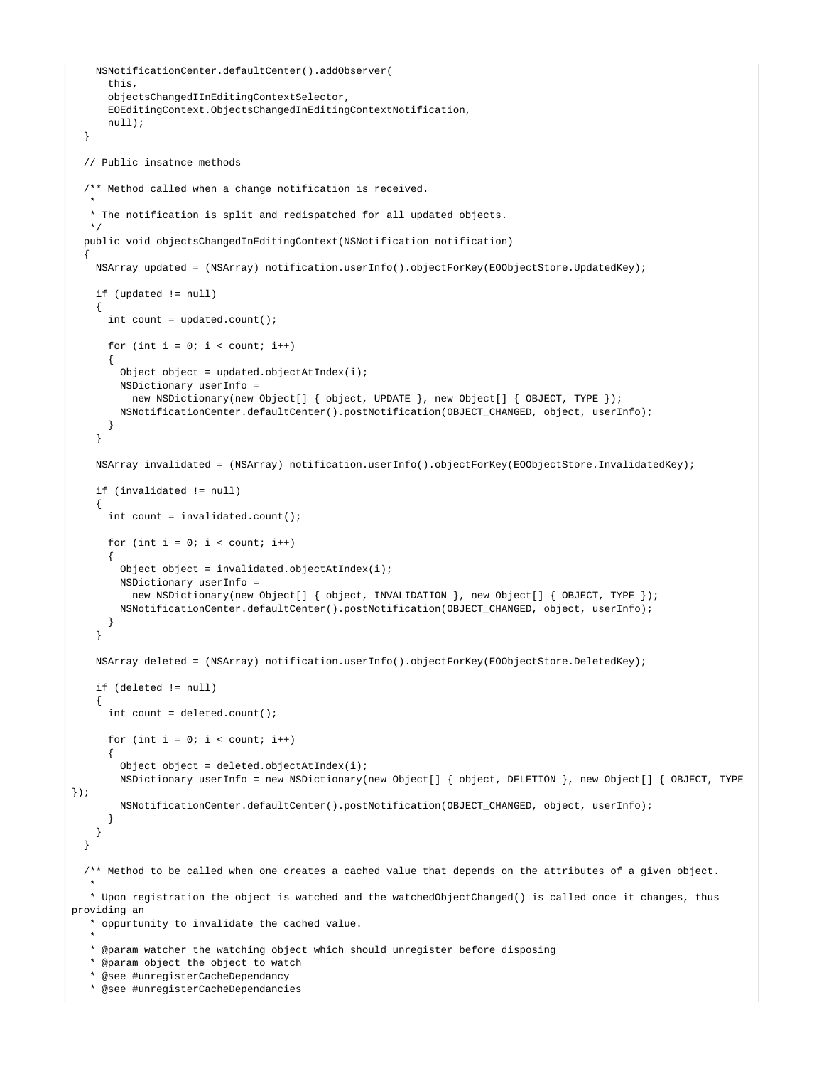```
    NSNotificationCenter.defaultCenter().addObserver(
      this,
      objectsChangedIInEditingContextSelector,
      EOEditingContext.ObjectsChangedInEditingContextNotification,
      null);
  }

  // Public insatnce methods

  /** Method called when a change notification is received.
   *
   * The notification is split and redispatched for all updated objects.
   */
  public void objectsChangedInEditingContext(NSNotification notification)
  {
    NSArray updated = (NSArray) notification.userInfo().objectForKey(EOObjectStore.UpdatedKey);

    if (updated != null)
    {
      int count = updated.count();

      for (int i = 0; i < count; i++)
      {
        Object object = updated.objectAtIndex(i);
        NSDictionary userInfo =
          new NSDictionary(new Object[] { object, UPDATE }, new Object[] { OBJECT, TYPE });
        NSNotificationCenter.defaultCenter().postNotification(OBJECT_CHANGED, object, userInfo);
      }
    }

    NSArray invalidated = (NSArray) notification.userInfo().objectForKey(EOObjectStore.InvalidatedKey);

    if (invalidated != null)
    {
      int count = invalidated.count();

      for (int i = 0; i < count; i++)
      {
        Object object = invalidated.objectAtIndex(i);
        NSDictionary userInfo =
          new NSDictionary(new Object[] { object, INVALIDATION }, new Object[] { OBJECT, TYPE });
        NSNotificationCenter.defaultCenter().postNotification(OBJECT_CHANGED, object, userInfo);
      }
    }

    NSArray deleted = (NSArray) notification.userInfo().objectForKey(EOObjectStore.DeletedKey);

    if (deleted != null)
    {
      int count = deleted.count();

      for (int i = 0; i < count; i++)
      {
        Object object = deleted.objectAtIndex(i);
        NSDictionary userInfo = new NSDictionary(new Object[] { object, DELETION }, new Object[] { OBJECT, TYPE
});
        NSNotificationCenter.defaultCenter().postNotification(OBJECT_CHANGED, object, userInfo);
      }
    }
  }

  /** Method to be called when one creates a cached value that depends on the attributes of a given object.
   *
   * Upon registration the object is watched and the watchedObjectChanged() is called once it changes, thus
providing an
   * oppurtunity to invalidate the cached value.
   *
   * @param watcher the watching object which should unregister before disposing
   * @param object the object to watch
   * @see #unregisterCacheDependancy
   * @see #unregisterCacheDependancies
```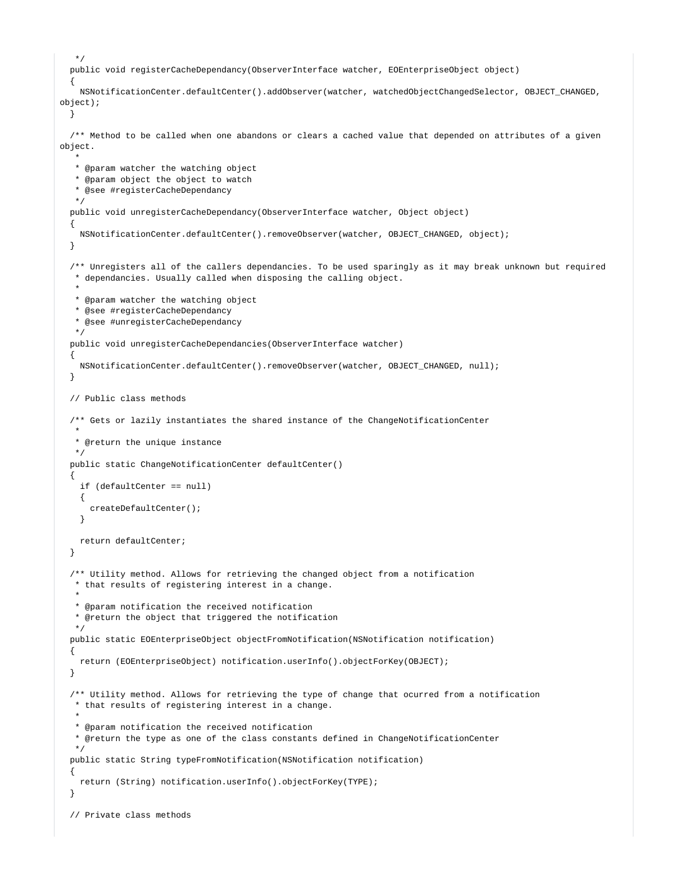```java
   */
  public void registerCacheDependancy(ObserverInterface watcher, EOEnterpriseObject object)
  {
    NSNotificationCenter.defaultCenter().addObserver(watcher, watchedObjectChangedSelector, OBJECT_CHANGED,
object);
  }

  /** Method to be called when one abandons or clears a cached value that depended on attributes of a given
object.
   *
   * @param watcher the watching object
   * @param object the object to watch
   * @see #registerCacheDependancy
   */
  public void unregisterCacheDependancy(ObserverInterface watcher, Object object)
  {
    NSNotificationCenter.defaultCenter().removeObserver(watcher, OBJECT_CHANGED, object);
  }

  /** Unregisters all of the callers dependancies. To be used sparingly as it may break unknown but required
   * dependancies. Usually called when disposing the calling object.
   *
   * @param watcher the watching object
   * @see #registerCacheDependancy
   * @see #unregisterCacheDependancy
   */
  public void unregisterCacheDependancies(ObserverInterface watcher)
  {
    NSNotificationCenter.defaultCenter().removeObserver(watcher, OBJECT_CHANGED, null);
  }

  // Public class methods

  /** Gets or lazily instantiates the shared instance of the ChangeNotificationCenter
   *
   * @return the unique instance
   */
  public static ChangeNotificationCenter defaultCenter()
  {
    if (defaultCenter == null)
    {
      createDefaultCenter();
    }

    return defaultCenter;
  }

  /** Utility method. Allows for retrieving the changed object from a notification
   * that results of registering interest in a change.
   *
   * @param notification the received notification
   * @return the object that triggered the notification
   */
  public static EOEnterpriseObject objectFromNotification(NSNotification notification)
  {
    return (EOEnterpriseObject) notification.userInfo().objectForKey(OBJECT);
  }

  /** Utility method. Allows for retrieving the type of change that ocurred from a notification
   * that results of registering interest in a change.
   *
   * @param notification the received notification
   * @return the type as one of the class constants defined in ChangeNotificationCenter
   */
  public static String typeFromNotification(NSNotification notification)
  {
    return (String) notification.userInfo().objectForKey(TYPE);
  }

  // Private class methods
```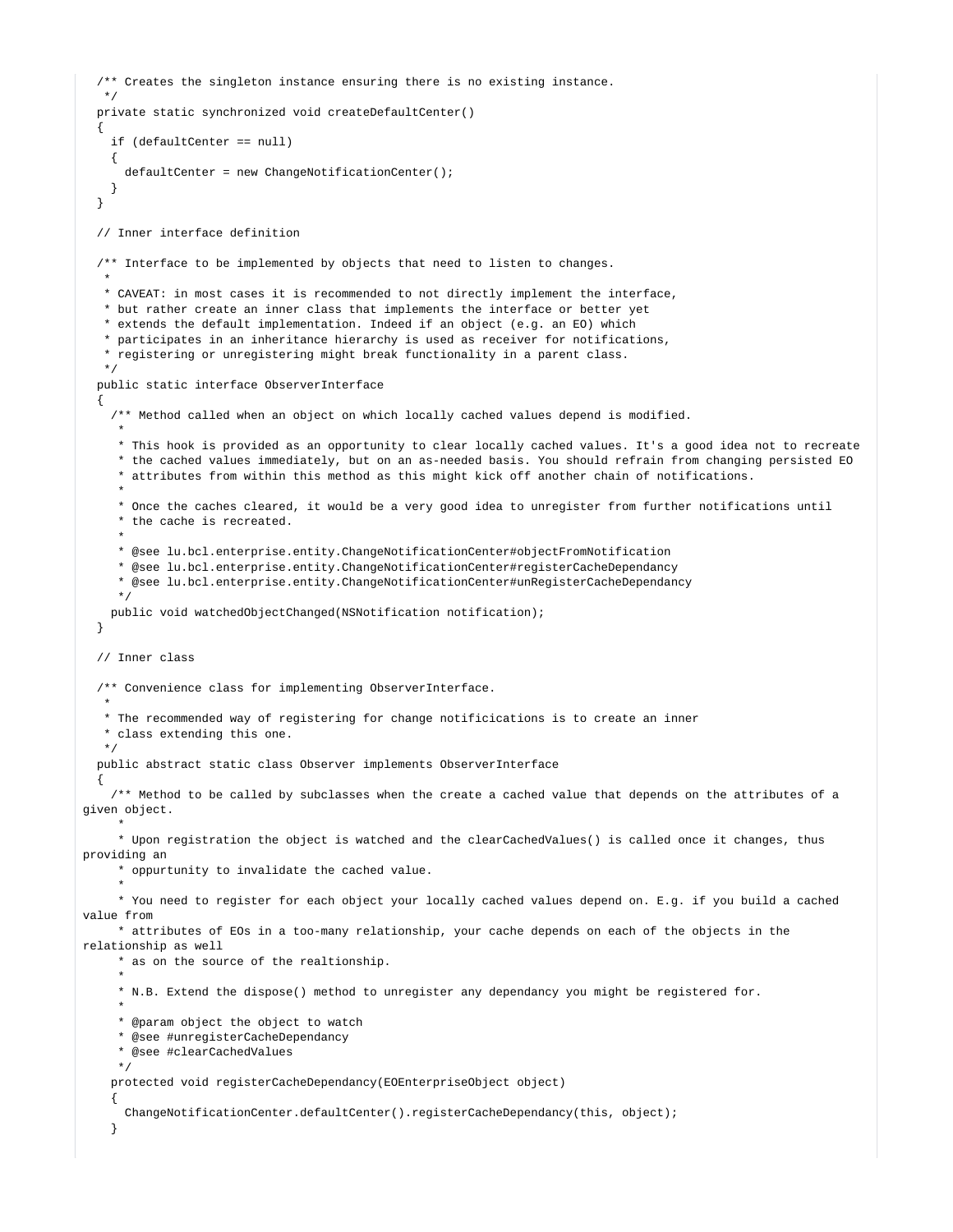```java
  /** Creates the singleton instance ensuring there is no existing instance.
   */
  private static synchronized void createDefaultCenter()
  {
    if (defaultCenter == null)
    {
      defaultCenter = new ChangeNotificationCenter();
    }
  }

  // Inner interface definition

  /** Interface to be implemented by objects that need to listen to changes.
   *
   * CAVEAT: in most cases it is recommended to not directly implement the interface,
   * but rather create an inner class that implements the interface or better yet
   * extends the default implementation. Indeed if an object (e.g. an EO) which
   * participates in an inheritance hierarchy is used as receiver for notifications,
   * registering or unregistering might break functionality in a parent class.
   */
  public static interface ObserverInterface
  {
    /** Method called when an object on which locally cached values depend is modified.
     *
     * This hook is provided as an opportunity to clear locally cached values. It's a good idea not to recreate
     * the cached values immediately, but on an as-needed basis. You should refrain from changing persisted EO
     * attributes from within this method as this might kick off another chain of notifications.
     *
     * Once the caches cleared, it would be a very good idea to unregister from further notifications until
     * the cache is recreated.
     *
     * @see lu.bcl.enterprise.entity.ChangeNotificationCenter#objectFromNotification
     * @see lu.bcl.enterprise.entity.ChangeNotificationCenter#registerCacheDependancy
     * @see lu.bcl.enterprise.entity.ChangeNotificationCenter#unRegisterCacheDependancy
     */
    public void watchedObjectChanged(NSNotification notification);
  }

  // Inner class

  /** Convenience class for implementing ObserverInterface.
   *
   * The recommended way of registering for change notificications is to create an inner
   * class extending this one.
   */
  public abstract static class Observer implements ObserverInterface
  {
    /** Method to be called by subclasses when the create a cached value that depends on the attributes of a
given object.
     *
     * Upon registration the object is watched and the clearCachedValues() is called once it changes, thus
providing an
     * oppurtunity to invalidate the cached value.
     *
     * You need to register for each object your locally cached values depend on. E.g. if you build a cached
value from
     * attributes of EOs in a too-many relationship, your cache depends on each of the objects in the
relationship as well
     * as on the source of the realtionship.
     *
     * N.B. Extend the dispose() method to unregister any dependancy you might be registered for.
     *
     * @param object the object to watch
     * @see #unregisterCacheDependancy
     * @see #clearCachedValues
     */
    protected void registerCacheDependancy(EOEnterpriseObject object)
    {
      ChangeNotificationCenter.defaultCenter().registerCacheDependancy(this, object);
    }
```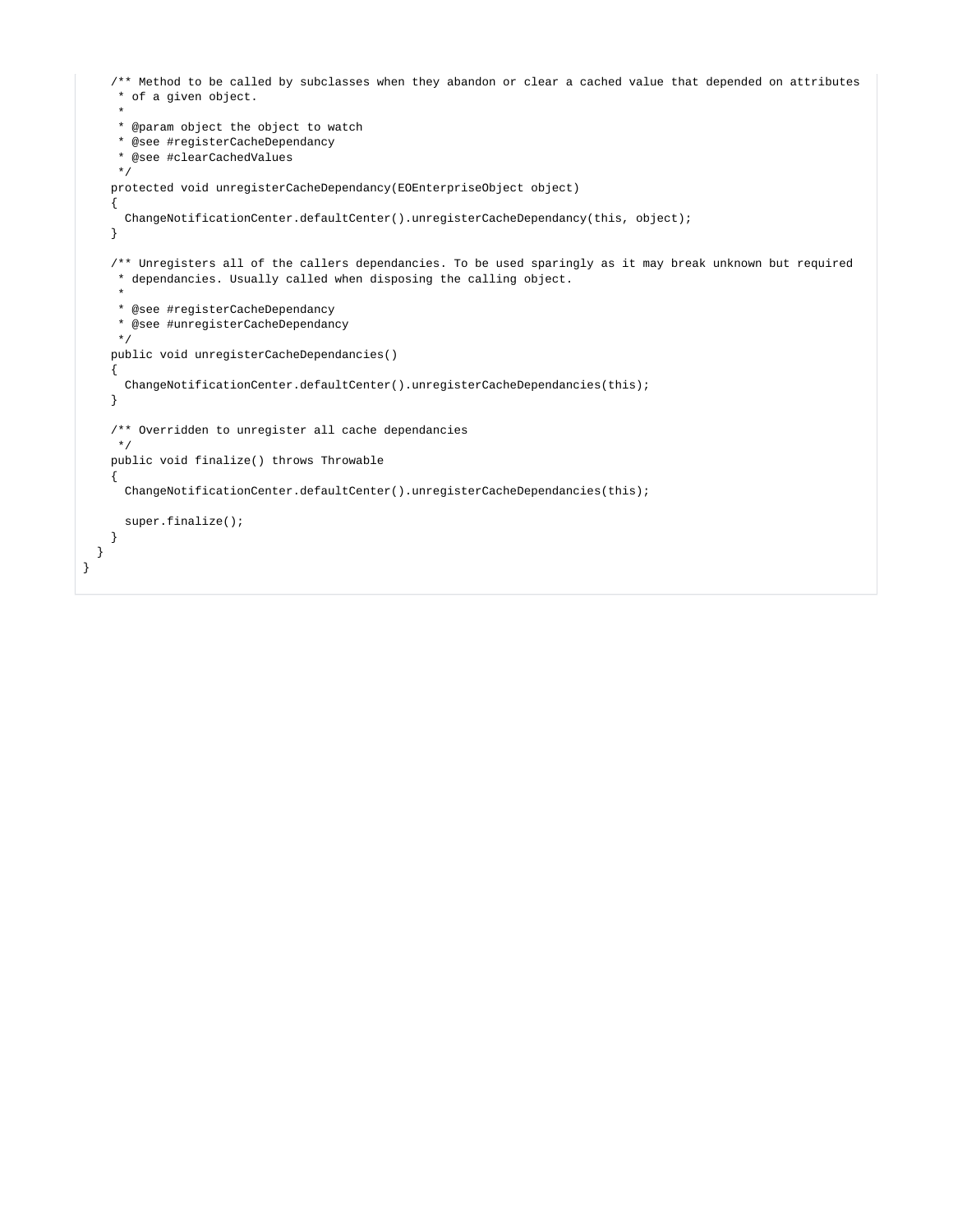```
    /** Method to be called by subclasses when they abandon or clear a cached value that depended on attributes
     * of a given object.
     *
     * @param object the object to watch
     * @see #registerCacheDependancy
     * @see #clearCachedValues
     */
    protected void unregisterCacheDependancy(EOEnterpriseObject object)
    {
      ChangeNotificationCenter.defaultCenter().unregisterCacheDependancy(this, object);
    }

    /** Unregisters all of the callers dependancies. To be used sparingly as it may break unknown but required
     * dependancies. Usually called when disposing the calling object.
     *
     * @see #registerCacheDependancy
     * @see #unregisterCacheDependancy
     */
    public void unregisterCacheDependancies()
    {
      ChangeNotificationCenter.defaultCenter().unregisterCacheDependancies(this);
    }

    /** Overridden to unregister all cache dependancies
     */
    public void finalize() throws Throwable
    {
      ChangeNotificationCenter.defaultCenter().unregisterCacheDependancies(this);

      super.finalize();
    }
  }
}
```